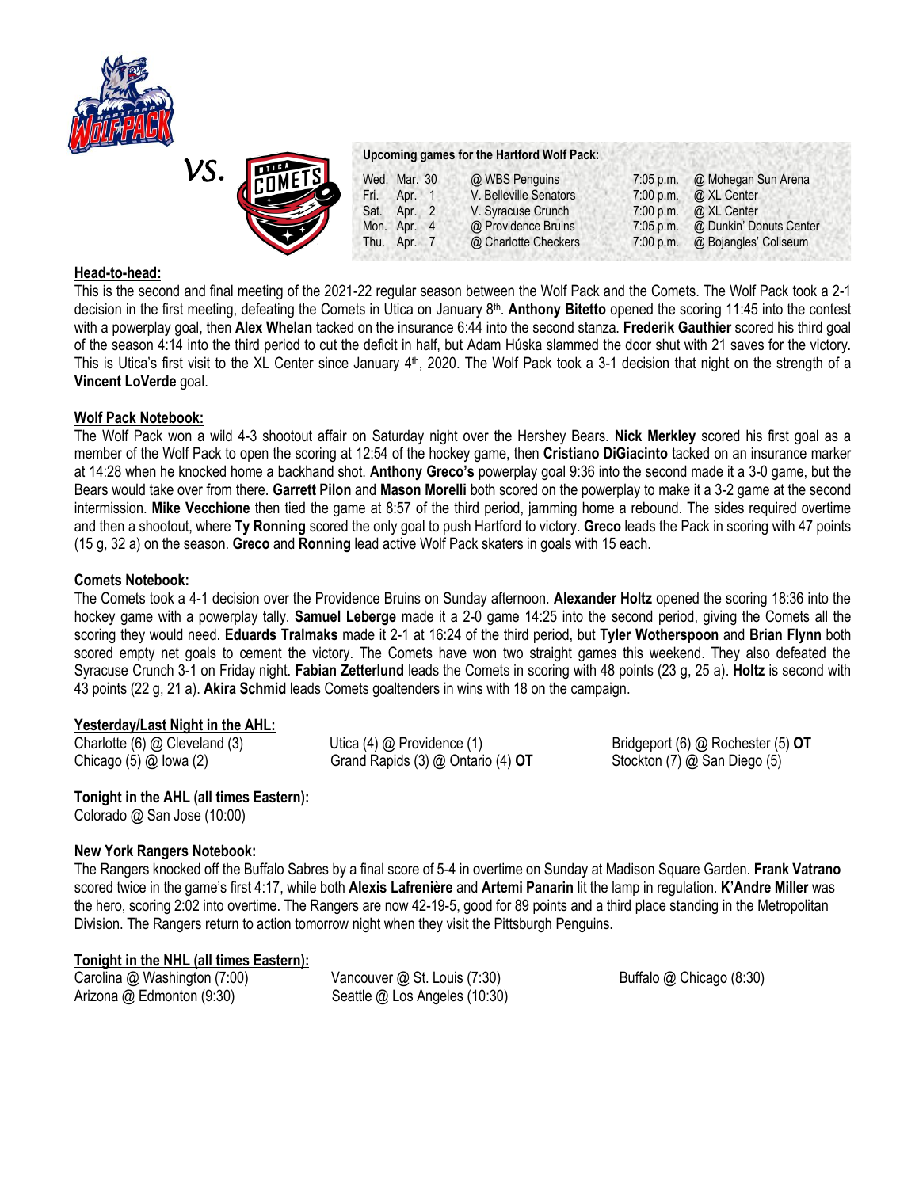VS.

**Upcoming games for the Hartford Wolf Pack:**

| | | | |
|---|---|---|---|
| Wed. Mar. 30 | @ WBS Penguins | 7:05 p.m. | @ Mohegan Sun Arena |
| Fri. Apr. 1 | V. Belleville Senators | 7:00 p.m. | @ XL Center |
| Sat. Apr. 2 | V. Syracuse Crunch | 7:00 p.m. | @ XL Center |
| Mon. Apr. 4 | @ Providence Bruins | 7:05 p.m. | @ Dunkin' Donuts Center |
| Thu. Apr. 7 | @ Charlotte Checkers | 7:00 p.m. | @ Bojangles' Coliseum |

## Head-to-head:

This is the second and final meeting of the 2021-22 regular season between the Wolf Pack and the Comets. The Wolf Pack took a 2-1 decision in the first meeting, defeating the Comets in Utica on January 8th. **Anthony Bitetto** opened the scoring 11:45 into the contest with a powerplay goal, then **Alex Whelan** tacked on the insurance 6:44 into the second stanza. **Frederik Gauthier** scored his third goal of the season 4:14 into the third period to cut the deficit in half, but Adam Húska slammed the door shut with 21 saves for the victory. This is Utica's first visit to the XL Center since January 4th, 2020. The Wolf Pack took a 3-1 decision that night on the strength of a **Vincent LoVerde** goal.

## Wolf Pack Notebook:

The Wolf Pack won a wild 4-3 shootout affair on Saturday night over the Hershey Bears. **Nick Merkley** scored his first goal as a member of the Wolf Pack to open the scoring at 12:54 of the hockey game, then **Cristiano DiGiacinto** tacked on an insurance marker at 14:28 when he knocked home a backhand shot. **Anthony Greco's** powerplay goal 9:36 into the second made it a 3-0 game, but the Bears would take over from there. **Garrett Pilon** and **Mason Morelli** both scored on the powerplay to make it a 3-2 game at the second intermission. **Mike Vecchione** then tied the game at 8:57 of the third period, jamming home a rebound. The sides required overtime and then a shootout, where **Ty Ronning** scored the only goal to push Hartford to victory. **Greco** leads the Pack in scoring with 47 points (15 g, 32 a) on the season. **Greco** and **Ronning** lead active Wolf Pack skaters in goals with 15 each.

## Comets Notebook:

The Comets took a 4-1 decision over the Providence Bruins on Sunday afternoon. **Alexander Holtz** opened the scoring 18:36 into the hockey game with a powerplay tally. **Samuel Leberge** made it a 2-0 game 14:25 into the second period, giving the Comets all the scoring they would need. **Eduards Tralmaks** made it 2-1 at 16:24 of the third period, but **Tyler Wotherspoon** and **Brian Flynn** both scored empty net goals to cement the victory. The Comets have won two straight games this weekend. They also defeated the Syracuse Crunch 3-1 on Friday night. **Fabian Zetterlund** leads the Comets in scoring with 48 points (23 g, 25 a). **Holtz** is second with 43 points (22 g, 21 a). **Akira Schmid** leads Comets goaltenders in wins with 18 on the campaign.

## Yesterday/Last Night in the AHL:

Charlotte (6) @ Cleveland (3)
Chicago (5) @ Iowa (2)
Utica (4) @ Providence (1)
Grand Rapids (3) @ Ontario (4) **OT**
Bridgeport (6) @ Rochester (5) **OT**
Stockton (7) @ San Diego (5)

## Tonight in the AHL (all times Eastern):

Colorado @ San Jose (10:00)

## New York Rangers Notebook:

The Rangers knocked off the Buffalo Sabres by a final score of 5-4 in overtime on Sunday at Madison Square Garden. **Frank Vatrano** scored twice in the game's first 4:17, while both **Alexis Lafrenière** and **Artemi Panarin** lit the lamp in regulation. **K'Andre Miller** was the hero, scoring 2:02 into overtime. The Rangers are now 42-19-5, good for 89 points and a third place standing in the Metropolitan Division. The Rangers return to action tomorrow night when they visit the Pittsburgh Penguins.

## Tonight in the NHL (all times Eastern):

Carolina @ Washington (7:00)
Arizona @ Edmonton (9:30)
Vancouver @ St. Louis (7:30)
Seattle @ Los Angeles (10:30)
Buffalo @ Chicago (8:30)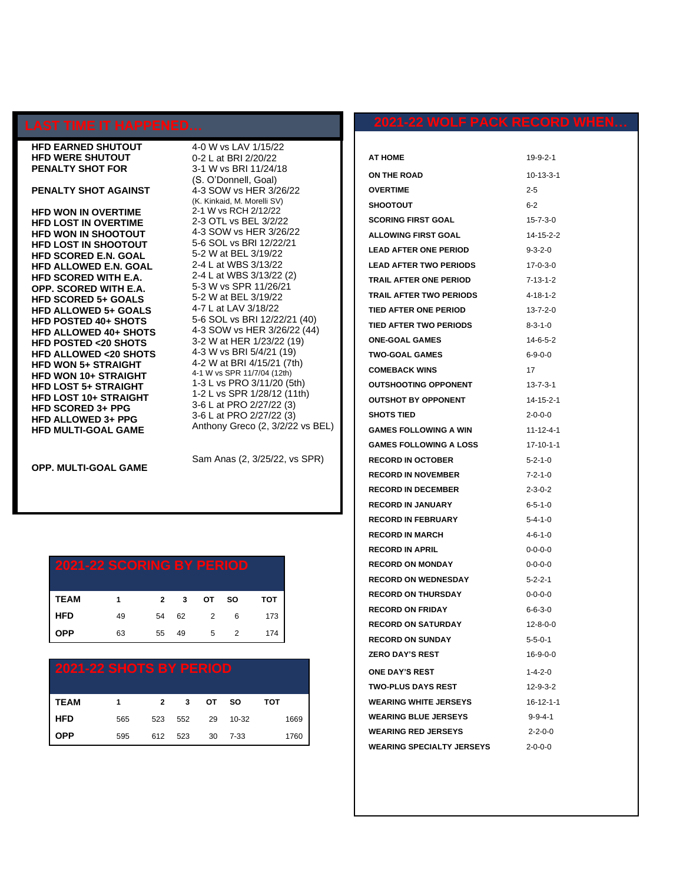## LAST TIME IT HAPPENED…

| | |
|---|---|
| **HFD EARNED SHUTOUT** | 4-0 W vs LAV 1/15/22 |
| **HFD WERE SHUTOUT** | 0-2 L at BRI 2/20/22 |
| **PENALTY SHOT FOR** | 3-1 W vs BRI 11/24/18 (S. O'Donnell, Goal) |
| **PENALTY SHOT AGAINST** | 4-3 SOW vs HER 3/26/22 (K. Kinkaid, M. Morelli SV) |
| **HFD WON IN OVERTIME** | 2-1 W vs RCH 2/12/22 |
| **HFD LOST IN OVERTIME** | 2-3 OTL vs BEL 3/2/22 |
| **HFD WON IN SHOOTOUT** | 4-3 SOW vs HER 3/26/22 |
| **HFD LOST IN SHOOTOUT** | 5-6 SOL vs BRI 12/22/21 |
| **HFD SCORED E.N. GOAL** | 5-2 W at BEL 3/19/22 |
| **HFD ALLOWED E.N. GOAL** | 2-4 L at WBS 3/13/22 |
| **HFD SCORED WITH E.A.** | 2-4 L at WBS 3/13/22 (2) |
| **OPP. SCORED WITH E.A.** | 5-3 W vs SPR 11/26/21 |
| **HFD SCORED 5+ GOALS** | 5-2 W at BEL 3/19/22 |
| **HFD ALLOWED 5+ GOALS** | 4-7 L at LAV 3/18/22 |
| **HFD POSTED 40+ SHOTS** | 5-6 SOL vs BRI 12/22/21 (40) |
| **HFD ALLOWED 40+ SHOTS** | 4-3 SOW vs HER 3/26/22 (44) |
| **HFD POSTED <20 SHOTS** | 3-2 W at HER 1/23/22 (19) |
| **HFD ALLOWED <20 SHOTS** | 4-3 W vs BRI 5/4/21 (19) |
| **HFD WON 5+ STRAIGHT** | 4-2 W at BRI 4/15/21 (7th) |
| **HFD WON 10+ STRAIGHT** | 4-1 W vs SPR 11/7/04 (12th) |
| **HFD LOST 5+ STRAIGHT** | 1-3 L vs PRO 3/11/20 (5th) |
| **HFD LOST 10+ STRAIGHT** | 1-2 L vs SPR 1/28/12 (11th) |
| **HFD SCORED 3+ PPG** | 3-6 L at PRO 2/27/22 (3) |
| **HFD ALLOWED 3+ PPG** | 3-6 L at PRO 2/27/22 (3) |
| **HFD MULTI-GOAL GAME** | Anthony Greco (2, 3/2/22 vs BEL) |
| **OPP. MULTI-GOAL GAME** | Sam Anas (2, 3/25/22, vs SPR) |

## 2021-22 SCORING BY PERIOD

| TEAM | 1 | 2 | 3 | OT | SO | TOT |
|---|---|---|---|---|---|---|
| HFD | 49 | 54 | 62 | 2 | 6 | 173 |
| OPP | 63 | 55 | 49 | 5 | 2 | 174 |

## 2021-22 SHOTS BY PERIOD

| TEAM | 1 | 2 | 3 | OT | SO | TOT |
|---|---|---|---|---|---|---|
| HFD | 565 | 523 | 552 | 29 | 10-32 | 1669 |
| OPP | 595 | 612 | 523 | 30 | 7-33 | 1760 |

## 2021-22 WOLF PACK RECORD WHEN…

| | |
|---|---|
| AT HOME | 19-9-2-1 |
| ON THE ROAD | 10-13-3-1 |
| OVERTIME | 2-5 |
| SHOOTOUT | 6-2 |
| SCORING FIRST GOAL | 15-7-3-0 |
| ALLOWING FIRST GOAL | 14-15-2-2 |
| LEAD AFTER ONE PERIOD | 9-3-2-0 |
| LEAD AFTER TWO PERIODS | 17-0-3-0 |
| TRAIL AFTER ONE PERIOD | 7-13-1-2 |
| TRAIL AFTER TWO PERIODS | 4-18-1-2 |
| TIED AFTER ONE PERIOD | 13-7-2-0 |
| TIED AFTER TWO PERIODS | 8-3-1-0 |
| ONE-GOAL GAMES | 14-6-5-2 |
| TWO-GOAL GAMES | 6-9-0-0 |
| COMEBACK WINS | 17 |
| OUTSHOOTING OPPONENT | 13-7-3-1 |
| OUTSHOT BY OPPONENT | 14-15-2-1 |
| SHOTS TIED | 2-0-0-0 |
| GAMES FOLLOWING A WIN | 11-12-4-1 |
| GAMES FOLLOWING A LOSS | 17-10-1-1 |
| RECORD IN OCTOBER | 5-2-1-0 |
| RECORD IN NOVEMBER | 7-2-1-0 |
| RECORD IN DECEMBER | 2-3-0-2 |
| RECORD IN JANUARY | 6-5-1-0 |
| RECORD IN FEBRUARY | 5-4-1-0 |
| RECORD IN MARCH | 4-6-1-0 |
| RECORD IN APRIL | 0-0-0-0 |
| RECORD ON MONDAY | 0-0-0-0 |
| RECORD ON WEDNESDAY | 5-2-2-1 |
| RECORD ON THURSDAY | 0-0-0-0 |
| RECORD ON FRIDAY | 6-6-3-0 |
| RECORD ON SATURDAY | 12-8-0-0 |
| RECORD ON SUNDAY | 5-5-0-1 |
| ZERO DAY'S REST | 16-9-0-0 |
| ONE DAY'S REST | 1-4-2-0 |
| TWO-PLUS DAYS REST | 12-9-3-2 |
| WEARING WHITE JERSEYS | 16-12-1-1 |
| WEARING BLUE JERSEYS | 9-9-4-1 |
| WEARING RED JERSEYS | 2-2-0-0 |
| WEARING SPECIALTY JERSEYS | 2-0-0-0 |